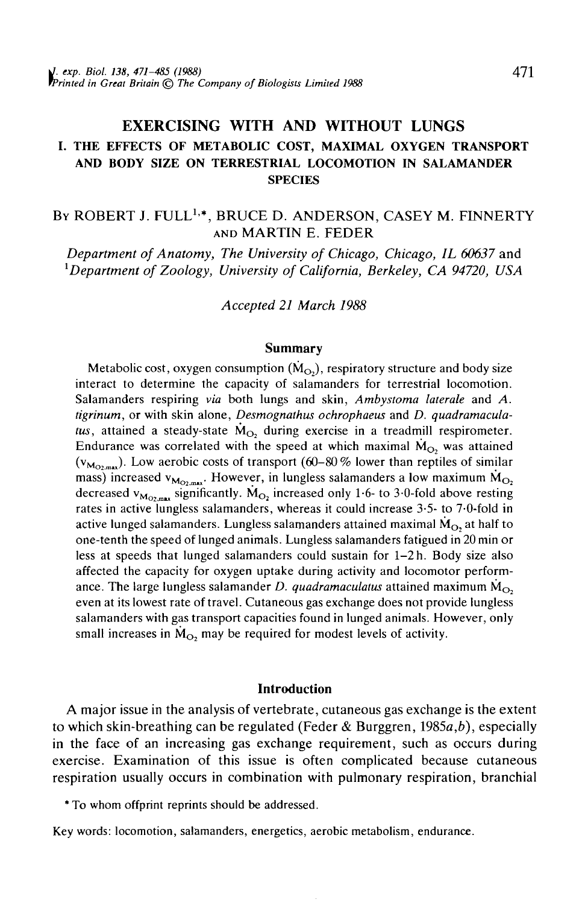# EXERCISING WITH AND WITHOUT LUNGS

## I. THE EFFECTS OF METABOLIC COST, MAXIMAL OXYGEN TRANSPORT AND BODY SIZE ON TERRESTRIAL LOCOMOTION IN SALAMANDER SPECIES

By ROBERT J. FULL[1,*], BRUCE D. ANDERSON, CASEY M. FINNERTY AND MARTIN E. FEDER

*Department of Anatomy, The University of Chicago, Chicago, IL 60637* and [1]*Department of Zoology, University of California, Berkeley, CA 94720, USA*

*Accepted 21 March 1988*

### Summary

Metabolic cost, oxygen consumption ($\dot{M}_{O_2}$), respiratory structure and body size interact to determine the capacity of salamanders for terrestrial locomotion. Salamanders respiring *via* both lungs and skin, *Ambystoma laterale* and *A. tigrinum*, or with skin alone, *Desmognathus ochrophaeus* and *D. quadramaculatus*, attained a steady-state $\dot{M}_{O_2}$ during exercise in a treadmill respirometer. Endurance was correlated with the speed at which maximal $\dot{M}_{O_2}$ was attained ($v_{M_{O_2,max}}$). Low aerobic costs of transport (60–80 % lower than reptiles of similar mass) increased $v_{M_{O_2,max}}$. However, in lungless salamanders a low maximum $\dot{M}_{O_2}$ decreased $v_{M_{O_2,max}}$ significantly. $\dot{M}_{O_2}$ increased only 1·6- to 3·0-fold above resting rates in active lungless salamanders, whereas it could increase 3·5- to 7·0-fold in active lunged salamanders. Lungless salamanders attained maximal $\dot{M}_{O_2}$ at half to one-tenth the speed of lunged animals. Lungless salamanders fatigued in 20 min or less at speeds that lunged salamanders could sustain for 1–2 h. Body size also affected the capacity for oxygen uptake during activity and locomotor performance. The large lungless salamander *D. quadramaculatus* attained maximum $\dot{M}_{O_2}$ even at its lowest rate of travel. Cutaneous gas exchange does not provide lungless salamanders with gas transport capacities found in lunged animals. However, only small increases in $\dot{M}_{O_2}$ may be required for modest levels of activity.

### Introduction

A major issue in the analysis of vertebrate, cutaneous gas exchange is the extent to which skin-breathing can be regulated (Feder & Burggren, 1985*a*,*b*), especially in the face of an increasing gas exchange requirement, such as occurs during exercise. Examination of this issue is often complicated because cutaneous respiration usually occurs in combination with pulmonary respiration, branchial

\* To whom offprint reprints should be addressed.

Key words: locomotion, salamanders, energetics, aerobic metabolism, endurance.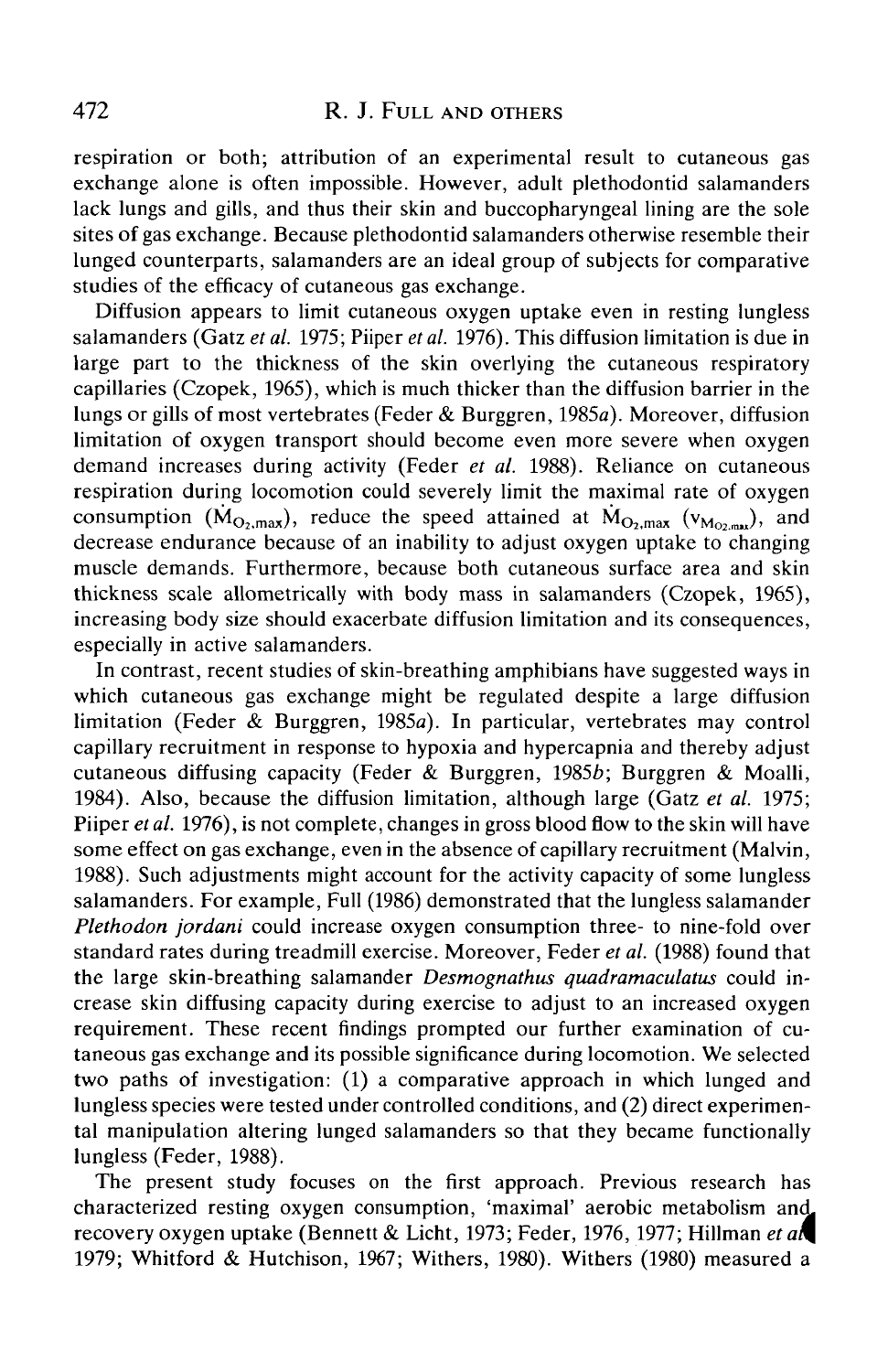respiration or both; attribution of an experimental result to cutaneous gas exchange alone is often impossible. However, adult plethodontid salamanders lack lungs and gills, and thus their skin and buccopharyngeal lining are the sole sites of gas exchange. Because plethodontid salamanders otherwise resemble their lunged counterparts, salamanders are an ideal group of subjects for comparative studies of the efficacy of cutaneous gas exchange.

Diffusion appears to limit cutaneous oxygen uptake even in resting lungless salamanders (Gatz *et al.* 1975; Piiper *et al.* 1976). This diffusion limitation is due in large part to the thickness of the skin overlying the cutaneous respiratory capillaries (Czopek, 1965), which is much thicker than the diffusion barrier in the lungs or gills of most vertebrates (Feder & Burggren, 1985*a*). Moreover, diffusion limitation of oxygen transport should become even more severe when oxygen demand increases during activity (Feder *et al.* 1988). Reliance on cutaneous respiration during locomotion could severely limit the maximal rate of oxygen consumption ($\dot{M}_{O_2,max}$), reduce the speed attained at $\dot{M}_{O_2,max}$ ($v_{M_{O_2,max}}$), and decrease endurance because of an inability to adjust oxygen uptake to changing muscle demands. Furthermore, because both cutaneous surface area and skin thickness scale allometrically with body mass in salamanders (Czopek, 1965), increasing body size should exacerbate diffusion limitation and its consequences, especially in active salamanders.

In contrast, recent studies of skin-breathing amphibians have suggested ways in which cutaneous gas exchange might be regulated despite a large diffusion limitation (Feder & Burggren, 1985*a*). In particular, vertebrates may control capillary recruitment in response to hypoxia and hypercapnia and thereby adjust cutaneous diffusing capacity (Feder & Burggren, 1985*b*; Burggren & Moalli, 1984). Also, because the diffusion limitation, although large (Gatz *et al.* 1975; Piiper *et al.* 1976), is not complete, changes in gross blood flow to the skin will have some effect on gas exchange, even in the absence of capillary recruitment (Malvin, 1988). Such adjustments might account for the activity capacity of some lungless salamanders. For example, Full (1986) demonstrated that the lungless salamander *Plethodon jordani* could increase oxygen consumption three- to nine-fold over standard rates during treadmill exercise. Moreover, Feder *et al.* (1988) found that the large skin-breathing salamander *Desmognathus quadramaculatus* could increase skin diffusing capacity during exercise to adjust to an increased oxygen requirement. These recent findings prompted our further examination of cutaneous gas exchange and its possible significance during locomotion. We selected two paths of investigation: (1) a comparative approach in which lunged and lungless species were tested under controlled conditions, and (2) direct experimental manipulation altering lunged salamanders so that they became functionally lungless (Feder, 1988).

The present study focuses on the first approach. Previous research has characterized resting oxygen consumption, 'maximal' aerobic metabolism and recovery oxygen uptake (Bennett & Licht, 1973; Feder, 1976, 1977; Hillman *et al.* 1979; Whitford & Hutchison, 1967; Withers, 1980). Withers (1980) measured a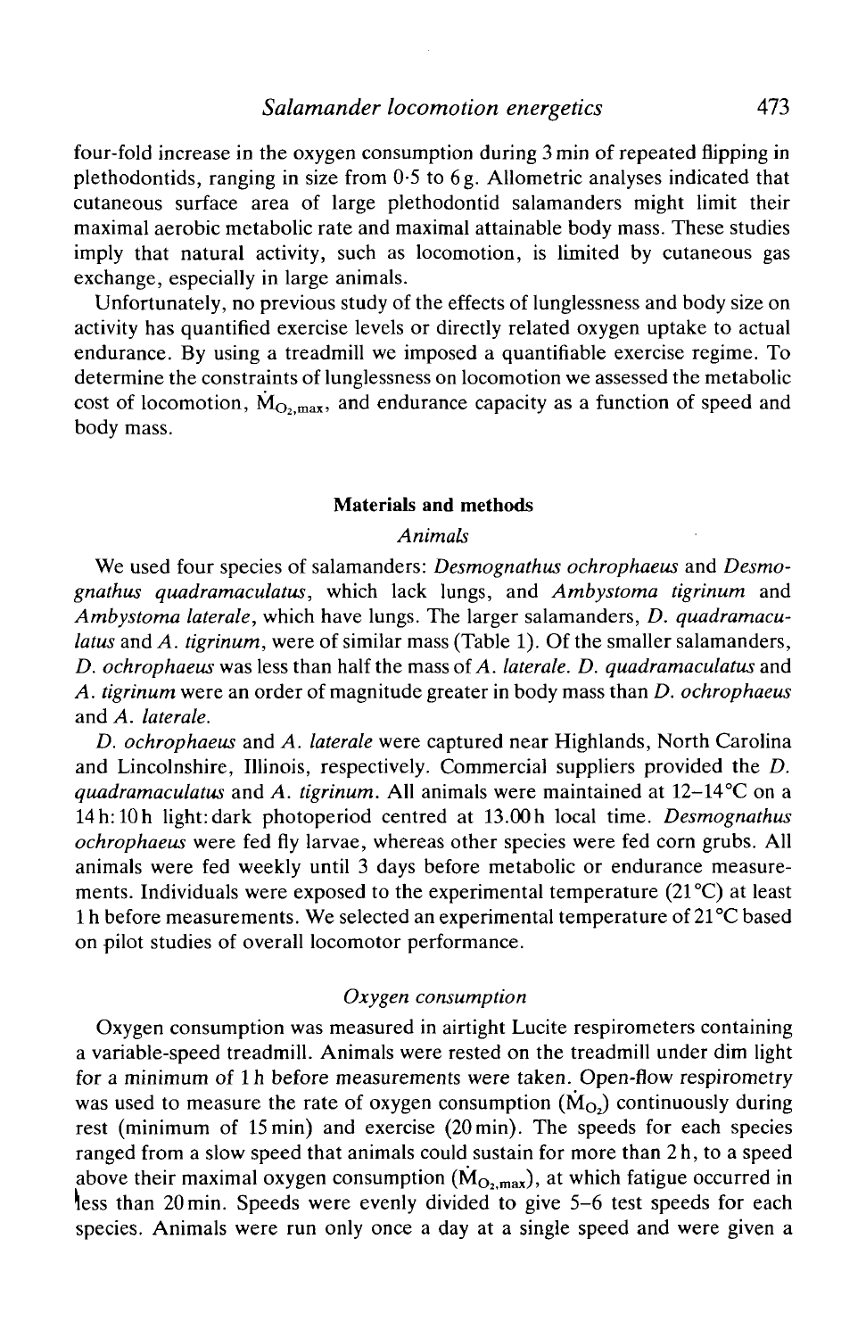four-fold increase in the oxygen consumption during 3 min of repeated flipping in plethodontids, ranging in size from 0·5 to 6 g. Allometric analyses indicated that cutaneous surface area of large plethodontid salamanders might limit their maximal aerobic metabolic rate and maximal attainable body mass. These studies imply that natural activity, such as locomotion, is limited by cutaneous gas exchange, especially in large animals.

Unfortunately, no previous study of the effects of lunglessness and body size on activity has quantified exercise levels or directly related oxygen uptake to actual endurance. By using a treadmill we imposed a quantifiable exercise regime. To determine the constraints of lunglessness on locomotion we assessed the metabolic cost of locomotion, $\dot{M}_{O_2,max}$, and endurance capacity as a function of speed and body mass.

## Materials and methods

### *Animals*

We used four species of salamanders: *Desmognathus ochrophaeus* and *Desmognathus quadramaculatus*, which lack lungs, and *Ambystoma tigrinum* and *Ambystoma laterale*, which have lungs. The larger salamanders, *D. quadramaculatus* and *A. tigrinum*, were of similar mass (Table 1). Of the smaller salamanders, *D. ochrophaeus* was less than half the mass of *A. laterale*. *D. quadramaculatus* and *A. tigrinum* were an order of magnitude greater in body mass than *D. ochrophaeus* and *A. laterale*.

*D. ochrophaeus* and *A. laterale* were captured near Highlands, North Carolina and Lincolnshire, Illinois, respectively. Commercial suppliers provided the *D. quadramaculatus* and *A. tigrinum*. All animals were maintained at 12–14 °C on a 14 h : 10 h light : dark photoperiod centred at 13.00 h local time. *Desmognathus ochrophaeus* were fed fly larvae, whereas other species were fed corn grubs. All animals were fed weekly until 3 days before metabolic or endurance measurements. Individuals were exposed to the experimental temperature (21 °C) at least 1 h before measurements. We selected an experimental temperature of 21 °C based on pilot studies of overall locomotor performance.

### *Oxygen consumption*

Oxygen consumption was measured in airtight Lucite respirometers containing a variable-speed treadmill. Animals were rested on the treadmill under dim light for a minimum of 1 h before measurements were taken. Open-flow respirometry was used to measure the rate of oxygen consumption ($\dot{M}_{O_2}$) continuously during rest (minimum of 15 min) and exercise (20 min). The speeds for each species ranged from a slow speed that animals could sustain for more than 2 h, to a speed above their maximal oxygen consumption ($\dot{M}_{O_2,max}$), at which fatigue occurred in less than 20 min. Speeds were evenly divided to give 5–6 test speeds for each species. Animals were run only once a day at a single speed and were given a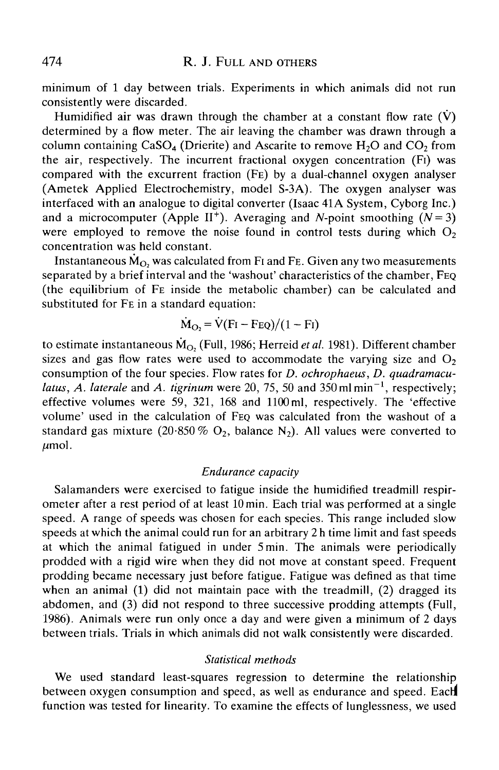minimum of 1 day between trials. Experiments in which animals did not run consistently were discarded.

Humidified air was drawn through the chamber at a constant flow rate ($\dot{V}$) determined by a flow meter. The air leaving the chamber was drawn through a column containing $CaSO_4$ (Drierite) and Ascarite to remove $H_2O$ and $CO_2$ from the air, respectively. The incurrent fractional oxygen concentration ($F_I$) was compared with the excurrent fraction ($F_E$) by a dual-channel oxygen analyser (Ametek Applied Electrochemistry, model S-3A). The oxygen analyser was interfaced with an analogue to digital converter (Isaac 41A System, Cyborg Inc.) and a microcomputer (Apple II$^+$). Averaging and $N$-point smoothing ($N = 3$) were employed to remove the noise found in control tests during which $O_2$ concentration was held constant.

Instantaneous $\dot{M}_{O_2}$ was calculated from $F_I$ and $F_E$. Given any two measurements separated by a brief interval and the 'washout' characteristics of the chamber, $F_{EQ}$ (the equilibrium of $F_E$ inside the metabolic chamber) can be calculated and substituted for $F_E$ in a standard equation:

$$\dot{M}_{O_2} = \dot{V}(F_I - F_{EQ})/(1 - F_I)$$

to estimate instantaneous $\dot{M}_{O_2}$ (Full, 1986; Herreid *et al.* 1981). Different chamber sizes and gas flow rates were used to accommodate the varying size and $O_2$ consumption of the four species. Flow rates for *D. ochrophaeus*, *D. quadramaculatus*, *A. laterale* and *A. tigrinum* were 20, 75, 50 and 350 ml min$^{-1}$, respectively; effective volumes were 59, 321, 168 and 1100 ml, respectively. The 'effective volume' used in the calculation of $F_{EQ}$ was calculated from the washout of a standard gas mixture (20·850 % $O_2$, balance $N_2$). All values were converted to $\mu$mol.

### *Endurance capacity*

Salamanders were exercised to fatigue inside the humidified treadmill respirometer after a rest period of at least 10 min. Each trial was performed at a single speed. A range of speeds was chosen for each species. This range included slow speeds at which the animal could run for an arbitrary 2 h time limit and fast speeds at which the animal fatigued in under 5 min. The animals were periodically prodded with a rigid wire when they did not move at constant speed. Frequent prodding became necessary just before fatigue. Fatigue was defined as that time when an animal (1) did not maintain pace with the treadmill, (2) dragged its abdomen, and (3) did not respond to three successive prodding attempts (Full, 1986). Animals were run only once a day and were given a minimum of 2 days between trials. Trials in which animals did not walk consistently were discarded.

### *Statistical methods*

We used standard least-squares regression to determine the relationship between oxygen consumption and speed, as well as endurance and speed. Each function was tested for linearity. To examine the effects of lunglessness, we used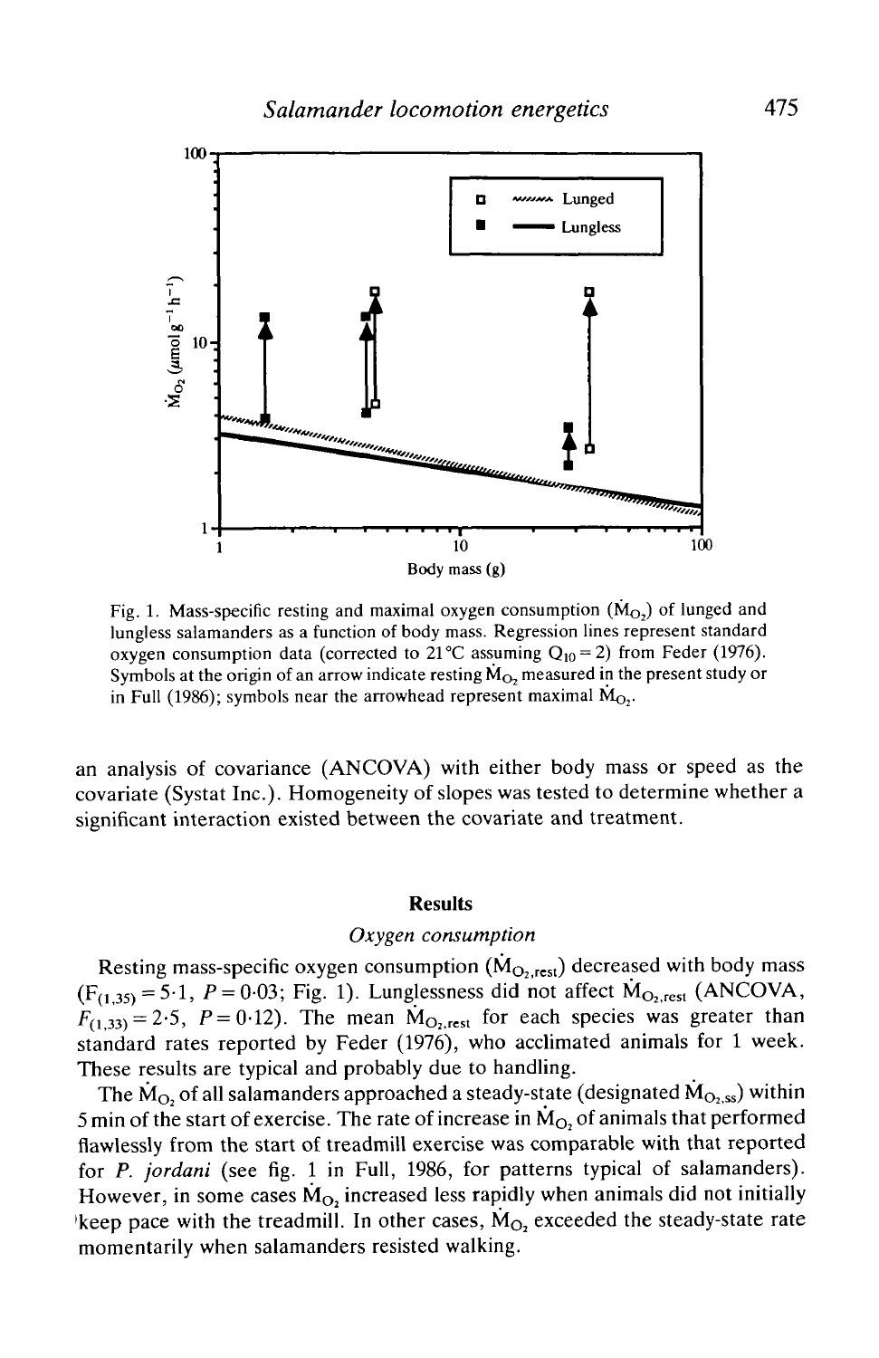Fig. 1. Mass-specific resting and maximal oxygen consumption ($\dot{M}_{O_2}$) of lunged and lungless salamanders as a function of body mass. Regression lines represent standard oxygen consumption data (corrected to 21°C assuming $Q_{10} = 2$) from Feder (1976). Symbols at the origin of an arrow indicate resting $\dot{M}_{O_2}$ measured in the present study or in Full (1986); symbols near the arrowhead represent maximal $\dot{M}_{O_2}$.

an analysis of covariance (ANCOVA) with either body mass or speed as the covariate (Systat Inc.). Homogeneity of slopes was tested to determine whether a significant interaction existed between the covariate and treatment.

## Results

### *Oxygen consumption*

Resting mass-specific oxygen consumption ($\dot{M}_{O_2,rest}$) decreased with body mass ($F_{(1,35)} = 5.1$, $P = 0.03$; Fig. 1). Lunglessness did not affect $\dot{M}_{O_2,rest}$ (ANCOVA, $F_{(1,33)} = 2.5$, $P = 0.12$). The mean $\dot{M}_{O_2,rest}$ for each species was greater than standard rates reported by Feder (1976), who acclimated animals for 1 week. These results are typical and probably due to handling.

The $\dot{M}_{O_2}$ of all salamanders approached a steady-state (designated $\dot{M}_{O_2,ss}$) within 5 min of the start of exercise. The rate of increase in $\dot{M}_{O_2}$ of animals that performed flawlessly from the start of treadmill exercise was comparable with that reported for *P. jordani* (see fig. 1 in Full, 1986, for patterns typical of salamanders). However, in some cases $\dot{M}_{O_2}$ increased less rapidly when animals did not initially keep pace with the treadmill. In other cases, $\dot{M}_{O_2}$ exceeded the steady-state rate momentarily when salamanders resisted walking.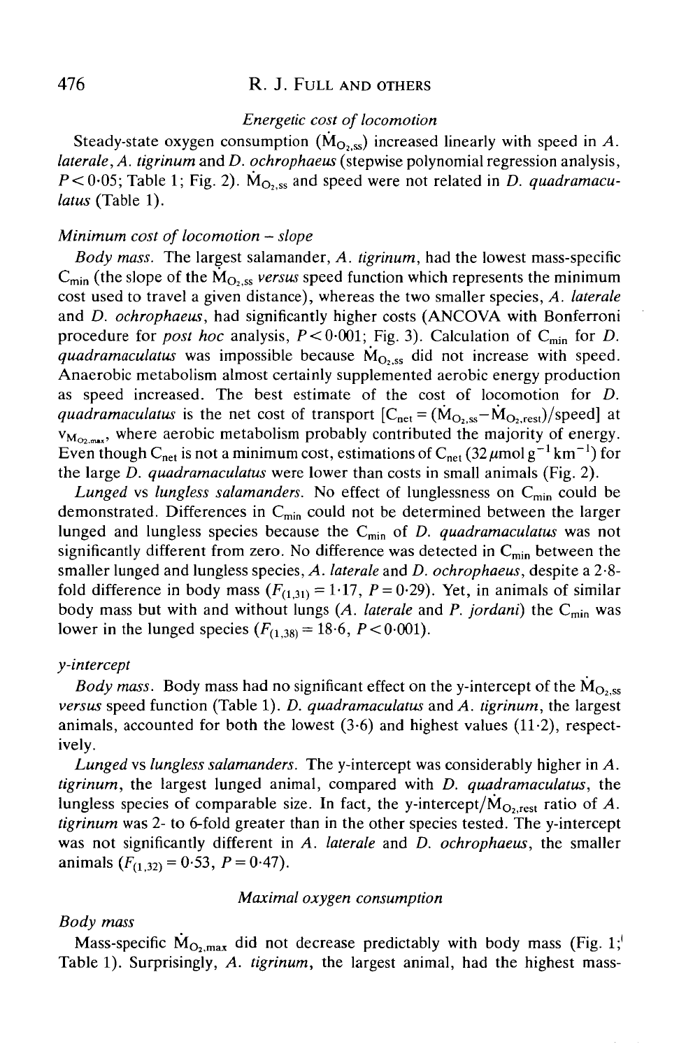### *Energetic cost of locomotion*

Steady-state oxygen consumption ($\dot{M}_{O_2,ss}$) increased linearly with speed in *A. laterale*, *A. tigrinum* and *D. ochrophaeus* (stepwise polynomial regression analysis, $P<0.05$; Table 1; Fig. 2). $\dot{M}_{O_2,ss}$ and speed were not related in *D. quadramaculatus* (Table 1).

### *Minimum cost of locomotion – slope*

*Body mass.* The largest salamander, *A. tigrinum*, had the lowest mass-specific $C_{min}$ (the slope of the $\dot{M}_{O_2,ss}$ *versus* speed function which represents the minimum cost used to travel a given distance), whereas the two smaller species, *A. laterale* and *D. ochrophaeus*, had significantly higher costs (ANCOVA with Bonferroni procedure for *post hoc* analysis, $P<0.001$; Fig. 3). Calculation of $C_{min}$ for *D. quadramaculatus* was impossible because $\dot{M}_{O_2,ss}$ did not increase with speed. Anaerobic metabolism almost certainly supplemented aerobic energy production as speed increased. The best estimate of the cost of locomotion for *D. quadramaculatus* is the net cost of transport [$C_{net} = (\dot{M}_{O_2,ss} - \dot{M}_{O_2,rest})/\text{speed}$] at $v_{\dot{M}_{O_2,max}}$, where aerobic metabolism probably contributed the majority of energy. Even though $C_{net}$ is not a minimum cost, estimations of $C_{net}$ (32 $\mu$mol g$^{-1}$ km$^{-1}$) for the large *D. quadramaculatus* were lower than costs in small animals (Fig. 2).

*Lunged* vs *lungless salamanders.* No effect of lunglessness on $C_{min}$ could be demonstrated. Differences in $C_{min}$ could not be determined between the larger lunged and lungless species because the $C_{min}$ of *D. quadramaculatus* was not significantly different from zero. No difference was detected in $C_{min}$ between the smaller lunged and lungless species, *A. laterale* and *D. ochrophaeus*, despite a 2·8-fold difference in body mass ($F_{(1,31)} = 1.17$, $P = 0.29$). Yet, in animals of similar body mass but with and without lungs (*A. laterale* and *P. jordani*) the $C_{min}$ was lower in the lunged species ($F_{(1,38)} = 18.6$, $P<0.001$).

### *y-intercept*

*Body mass.* Body mass had no significant effect on the y-intercept of the $\dot{M}_{O_2,ss}$ *versus* speed function (Table 1). *D. quadramaculatus* and *A. tigrinum*, the largest animals, accounted for both the lowest (3·6) and highest values (11·2), respectively.

*Lunged* vs *lungless salamanders.* The y-intercept was considerably higher in *A. tigrinum*, the largest lunged animal, compared with *D. quadramaculatus*, the lungless species of comparable size. In fact, the y-intercept/$\dot{M}_{O_2,rest}$ ratio of *A. tigrinum* was 2- to 6-fold greater than in the other species tested. The y-intercept was not significantly different in *A. laterale* and *D. ochrophaeus*, the smaller animals ($F_{(1,32)} = 0.53$, $P = 0.47$).

## *Maximal oxygen consumption*

### *Body mass*

Mass-specific $\dot{M}_{O_2,max}$ did not decrease predictably with body mass (Fig. 1; Table 1). Surprisingly, *A. tigrinum*, the largest animal, had the highest mass-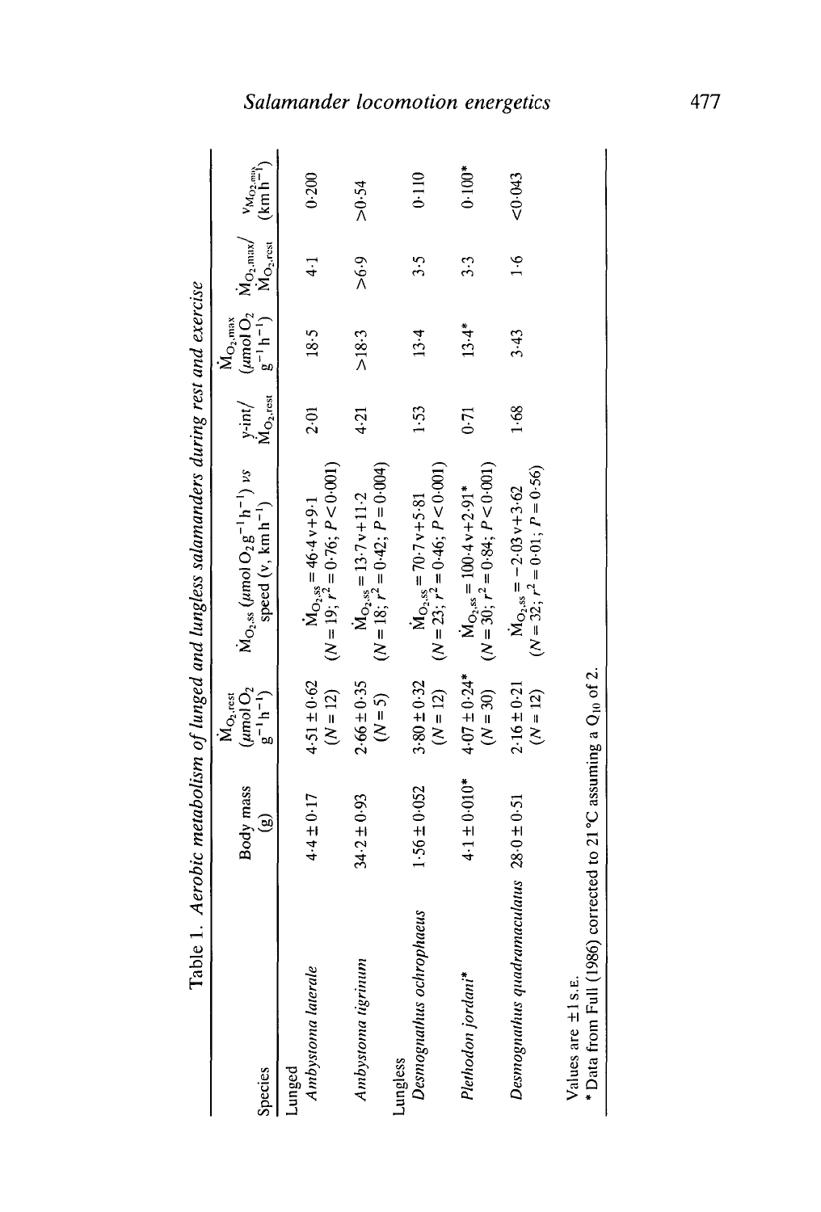Table 1. *Aerobic metabolism of lunged and lungless salamanders during rest and exercise*

| Species | Body mass (g) | $\dot{M}_{O_2,rest}$ ($\mu$mol $O_2$ $g^{-1}$ $h^{-1}$) | $\dot{M}_{O_2,ss}$ ($\mu$mol $O_2$ $g^{-1}$ $h^{-1}$) *vs* speed (v, km $h^{-1}$) | y-int/ $\dot{M}_{O_2,rest}$ | $\dot{M}_{O_2,max}$ ($\mu$mol $O_2$ $g^{-1}$ $h^{-1}$) | $\dot{M}_{O_2,max}$/ $\dot{M}_{O_2,rest}$ | $v_{\dot{M}_{O_2,max}}$ (km $h^{-1}$) |
|---|---|---|---|---|---|---|---|
| Lunged | | | | | | | |
| *Ambystoma laterale* | 4·4 ± 0·17 | 4·51 ± 0·62 ($N$ = 12) | $\dot{M}_{O_2,ss}$ = 46·4 v + 9·1 ($N$ = 19; $r^2$ = 0·76; $P$ < 0·001) | 2·01 | 18·5 | 4·1 | 0·200 |
| *Ambystoma tigrinum* | 34·2 ± 0·93 | 2·66 ± 0·35 ($N$ = 5) | $\dot{M}_{O_2,ss}$ = 13·7 v + 11·2 ($N$ = 18; $r^2$ = 0·42; $P$ = 0·004) | 4·21 | >18·3 | >6·9 | >0·54 |
| Lungless | | | | | | | |
| *Desmognathus ochrophaeus* | 1·56 ± 0·052 | 3·80 ± 0·32 ($N$ = 12) | $\dot{M}_{O_2,ss}$ = 70·7 v + 5·81 ($N$ = 23; $r^2$ = 0·46; $P$ < 0·001) | 1·53 | 13·4 | 3·5 | 0·110 |
| *Plethodon jordani** | 4·1 ± 0·010* | 4·07 ± 0·24* ($N$ = 30) | $\dot{M}_{O_2,ss}$ = 100·4 v + 2·91* ($N$ = 30; $r^2$ = 0·84; $P$ < 0·001) | 0·71 | 13·4* | 3·3 | 0·100* |
| *Desmognathus quadramaculatus* | 28·0 ± 0·51 | 2·16 ± 0·21 ($N$ = 12) | $\dot{M}_{O_2,ss}$ = −2·03 v + 3·62 ($N$ = 32; $r^2$ = 0·01; $P$ = 0·56) | 1·68 | 3·43 | 1·6 | <0·043 |

Values are ±1 S.E.

\* Data from Full (1986) corrected to 21 °C assuming a $Q_{10}$ of 2.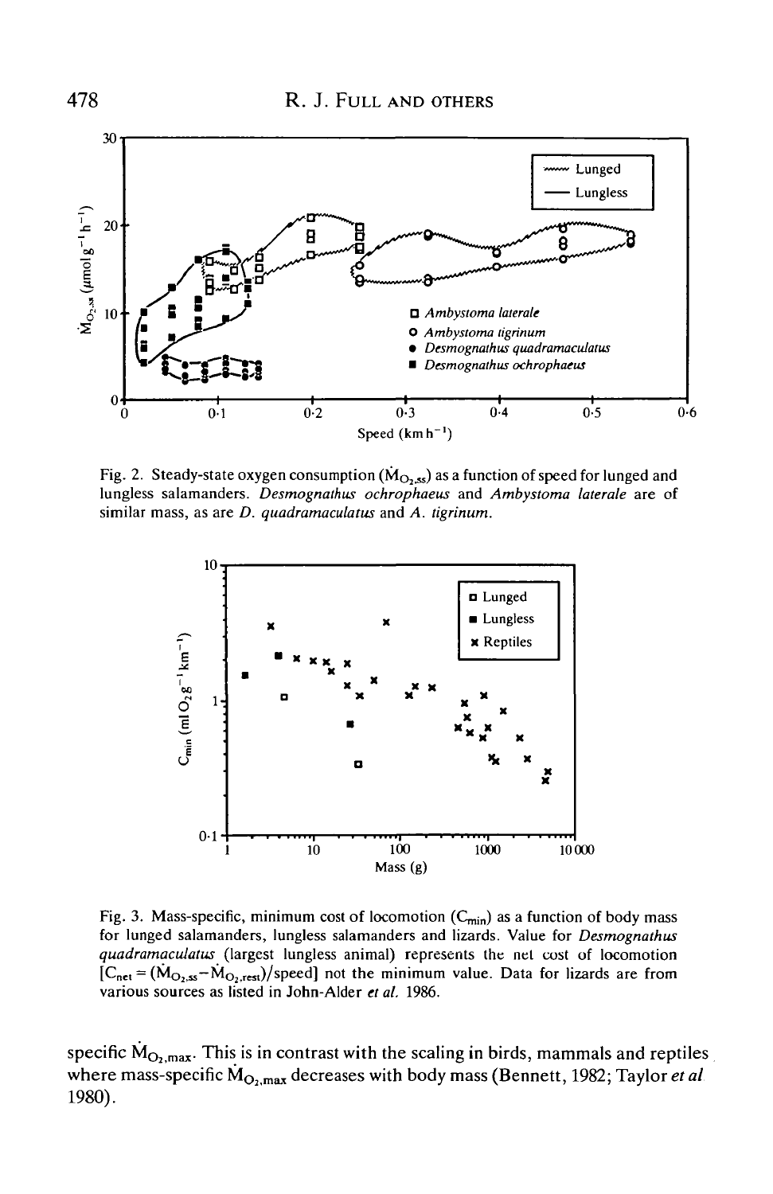Fig. 2. Steady-state oxygen consumption ($\dot{M}_{O_2,ss}$) as a function of speed for lunged and lungless salamanders. *Desmognathus ochrophaeus* and *Ambystoma laterale* are of similar mass, as are *D. quadramaculatus* and *A. tigrinum*.

Fig. 3. Mass-specific, minimum cost of locomotion ($C_{min}$) as a function of body mass for lunged salamanders, lungless salamanders and lizards. Value for *Desmognathus quadramaculatus* (largest lungless animal) represents the net cost of locomotion [$C_{net} = (\dot{M}_{O_2,ss} - \dot{M}_{O_2,rest})$/speed] not the minimum value. Data for lizards are from various sources as listed in John-Alder *et al.* 1986.

specific $\dot{M}_{O_2,max}$. This is in contrast with the scaling in birds, mammals and reptiles where mass-specific $\dot{M}_{O_2,max}$ decreases with body mass (Bennett, 1982; Taylor *et al.* 1980).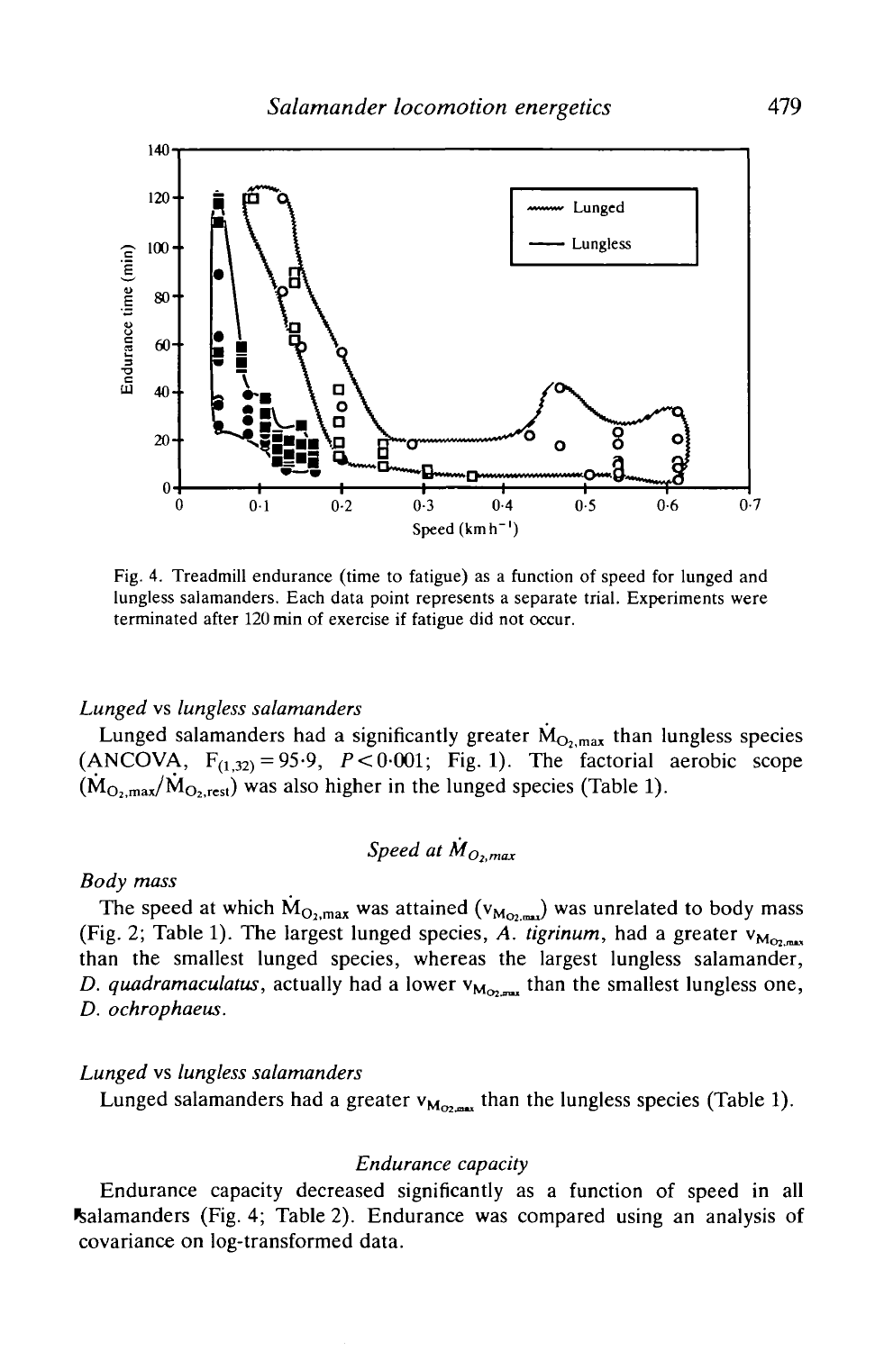Fig. 4. Treadmill endurance (time to fatigue) as a function of speed for lunged and lungless salamanders. Each data point represents a separate trial. Experiments were terminated after 120 min of exercise if fatigue did not occur.

### *Lunged* vs *lungless salamanders*

Lunged salamanders had a significantly greater $\dot{M}_{O_2,max}$ than lungless species (ANCOVA, $F_{(1,32)} = 95{\cdot}9$, $P < 0{\cdot}001$; Fig. 1). The factorial aerobic scope ($\dot{M}_{O_2,max}/\dot{M}_{O_2,rest}$) was also higher in the lunged species (Table 1).

## *Speed at* $\dot{M}_{O_2,max}$

### *Body mass*

The speed at which $\dot{M}_{O_2,max}$ was attained ($v_{\dot{M}_{O_2,max}}$) was unrelated to body mass (Fig. 2; Table 1). The largest lunged species, *A. tigrinum*, had a greater $v_{\dot{M}_{O_2,max}}$ than the smallest lunged species, whereas the largest lungless salamander, *D. quadramaculatus*, actually had a lower $v_{\dot{M}_{O_2,max}}$ than the smallest lungless one, *D. ochrophaeus*.

### *Lunged* vs *lungless salamanders*

Lunged salamanders had a greater $v_{\dot{M}_{O_2,max}}$ than the lungless species (Table 1).

## *Endurance capacity*

Endurance capacity decreased significantly as a function of speed in all salamanders (Fig. 4; Table 2). Endurance was compared using an analysis of covariance on log-transformed data.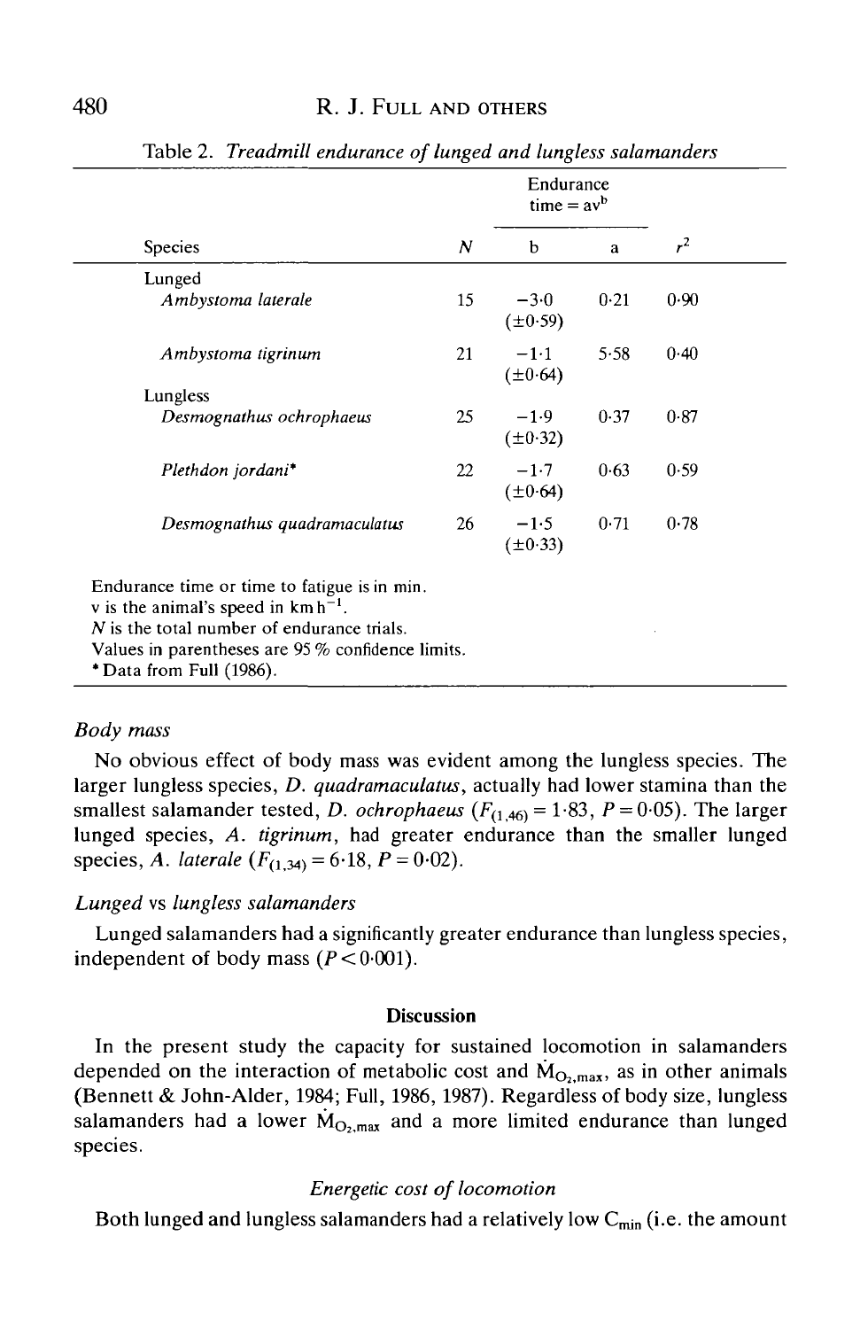Table 2. *Treadmill endurance of lunged and lungless salamanders*

| Species | $N$ | Endurance time = $av^b$ | | $r^2$ |
|---|---|---|---|---|
| | | b | a | |
| Lunged | | | | |
| *Ambystoma laterale* | 15 | −3·0 (±0·59) | 0·21 | 0·90 |
| *Ambystoma tigrinum* | 21 | −1·1 (±0·64) | 5·58 | 0·40 |
| Lungless | | | | |
| *Desmognathus ochrophaeus* | 25 | −1·9 (±0·32) | 0·37 | 0·87 |
| *Plethdon jordani** | 22 | −1·7 (±0·64) | 0·63 | 0·59 |
| *Desmognathus quadramaculatus* | 26 | −1·5 (±0·33) | 0·71 | 0·78 |

Endurance time or time to fatigue is in min.
v is the animal's speed in $km\,h^{-1}$.
$N$ is the total number of endurance trials.
Values in parentheses are 95 % confidence limits.
* Data from Full (1986).

### *Body mass*

No obvious effect of body mass was evident among the lungless species. The larger lungless species, *D. quadramaculatus*, actually had lower stamina than the smallest salamander tested, *D. ochrophaeus* ($F_{(1,46)} = 1{\cdot}83$, $P = 0{\cdot}05$). The larger lunged species, *A. tigrinum*, had greater endurance than the smaller lunged species, *A. laterale* ($F_{(1,34)} = 6{\cdot}18$, $P = 0{\cdot}02$).

### *Lunged* vs *lungless salamanders*

Lunged salamanders had a significantly greater endurance than lungless species, independent of body mass ($P < 0{\cdot}001$).

## Discussion

In the present study the capacity for sustained locomotion in salamanders depended on the interaction of metabolic cost and $\dot{M}_{O_2,max}$, as in other animals (Bennett & John-Alder, 1984; Full, 1986, 1987). Regardless of body size, lungless salamanders had a lower $\dot{M}_{O_2,max}$ and a more limited endurance than lunged species.

### *Energetic cost of locomotion*

Both lunged and lungless salamanders had a relatively low $C_{min}$ (i.e. the amount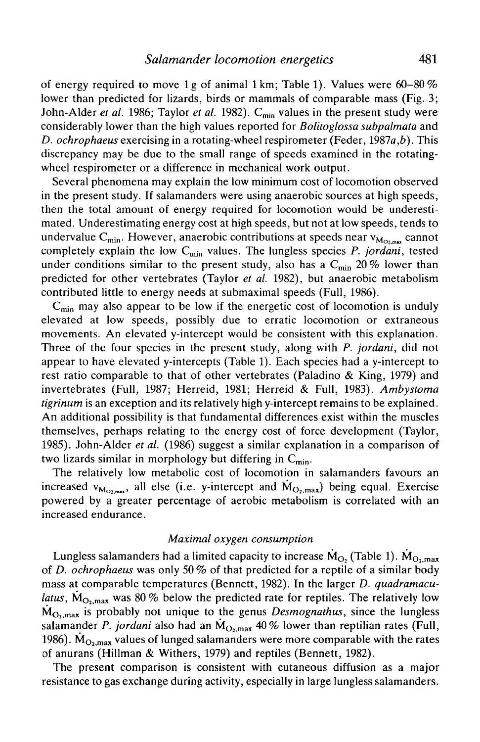of energy required to move 1 g of animal 1 km; Table 1). Values were 60–80 % lower than predicted for lizards, birds or mammals of comparable mass (Fig. 3; John-Alder *et al.* 1986; Taylor *et al.* 1982). $C_{min}$ values in the present study were considerably lower than the high values reported for *Bolitoglossa subpalmata* and *D. ochrophaeus* exercising in a rotating-wheel respirometer (Feder, 1987*a*,*b*). This discrepancy may be due to the small range of speeds examined in the rotating-wheel respirometer or a difference in mechanical work output.

Several phenomena may explain the low minimum cost of locomotion observed in the present study. If salamanders were using anaerobic sources at high speeds, then the total amount of energy required for locomotion would be underestimated. Underestimating energy cost at high speeds, but not at low speeds, tends to undervalue $C_{min}$. However, anaerobic contributions at speeds near $v_{M_{O_2,max}}$ cannot completely explain the low $C_{min}$ values. The lungless species *P. jordani*, tested under conditions similar to the present study, also has a $C_{min}$ 20 % lower than predicted for other vertebrates (Taylor *et al.* 1982), but anaerobic metabolism contributed little to energy needs at submaximal speeds (Full, 1986).

$C_{min}$ may also appear to be low if the energetic cost of locomotion is unduly elevated at low speeds, possibly due to erratic locomotion or extraneous movements. An elevated y-intercept would be consistent with this explanation. Three of the four species in the present study, along with *P. jordani*, did not appear to have elevated y-intercepts (Table 1). Each species had a y-intercept to rest ratio comparable to that of other vertebrates (Paladino & King, 1979) and invertebrates (Full, 1987; Herreid, 1981; Herreid & Full, 1983). *Ambystoma tigrinum* is an exception and its relatively high y-intercept remains to be explained. An additional possibility is that fundamental differences exist within the muscles themselves, perhaps relating to the energy cost of force development (Taylor, 1985). John-Alder *et al.* (1986) suggest a similar explanation in a comparison of two lizards similar in morphology but differing in $C_{min}$.

The relatively low metabolic cost of locomotion in salamanders favours an increased $v_{M_{O_2,max}}$, all else (i.e. y-intercept and $\dot{M}_{O_2,max}$) being equal. Exercise powered by a greater percentage of aerobic metabolism is correlated with an increased endurance.

### *Maximal oxygen consumption*

Lungless salamanders had a limited capacity to increase $\dot{M}_{O_2}$ (Table 1). $\dot{M}_{O_2,max}$ of *D. ochrophaeus* was only 50 % of that predicted for a reptile of a similar body mass at comparable temperatures (Bennett, 1982). In the larger *D. quadramaculatus*, $\dot{M}_{O_2,max}$ was 80 % below the predicted rate for reptiles. The relatively low $\dot{M}_{O_2,max}$ is probably not unique to the genus *Desmognathus*, since the lungless salamander *P. jordani* also had an $\dot{M}_{O_2,max}$ 40 % lower than reptilian rates (Full, 1986). $\dot{M}_{O_2,max}$ values of lunged salamanders were more comparable with the rates of anurans (Hillman & Withers, 1979) and reptiles (Bennett, 1982).

The present comparison is consistent with cutaneous diffusion as a major resistance to gas exchange during activity, especially in large lungless salamanders.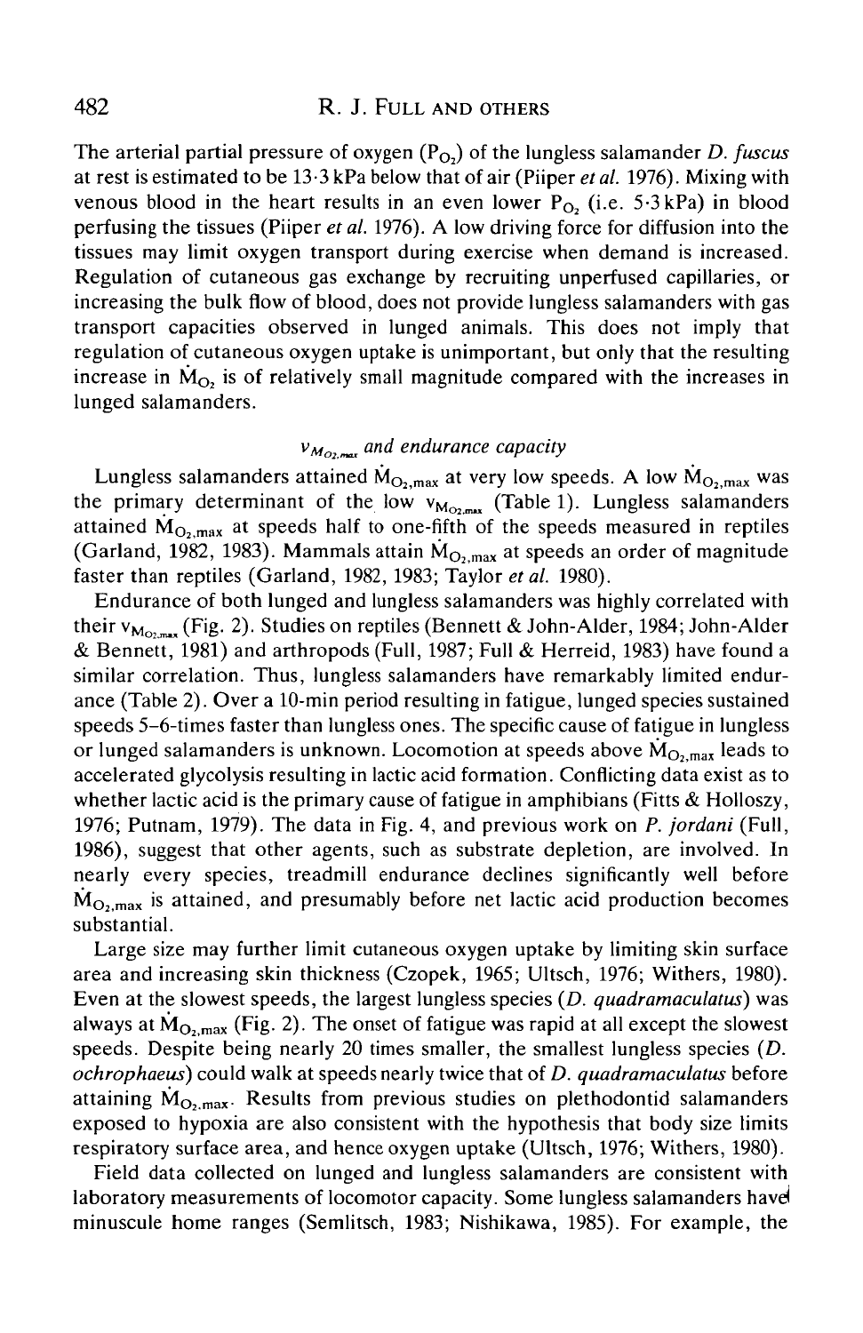The arterial partial pressure of oxygen ($P_{O_2}$) of the lungless salamander *D. fuscus* at rest is estimated to be 13·3 kPa below that of air (Piiper *et al.* 1976). Mixing with venous blood in the heart results in an even lower $P_{O_2}$ (i.e. 5·3 kPa) in blood perfusing the tissues (Piiper *et al.* 1976). A low driving force for diffusion into the tissues may limit oxygen transport during exercise when demand is increased. Regulation of cutaneous gas exchange by recruiting unperfused capillaries, or increasing the bulk flow of blood, does not provide lungless salamanders with gas transport capacities observed in lunged animals. This does not imply that regulation of cutaneous oxygen uptake is unimportant, but only that the resulting increase in $\dot{M}_{O_2}$ is of relatively small magnitude compared with the increases in lunged salamanders.

### *$v_{M_{O_2,max}}$ and endurance capacity*

Lungless salamanders attained $\dot{M}_{O_2,max}$ at very low speeds. A low $\dot{M}_{O_2,max}$ was the primary determinant of the low $v_{M_{O_2,max}}$ (Table 1). Lungless salamanders attained $\dot{M}_{O_2,max}$ at speeds half to one-fifth of the speeds measured in reptiles (Garland, 1982, 1983). Mammals attain $\dot{M}_{O_2,max}$ at speeds an order of magnitude faster than reptiles (Garland, 1982, 1983; Taylor *et al.* 1980).

Endurance of both lunged and lungless salamanders was highly correlated with their $v_{M_{O_2,max}}$ (Fig. 2). Studies on reptiles (Bennett & John-Alder, 1984; John-Alder & Bennett, 1981) and arthropods (Full, 1987; Full & Herreid, 1983) have found a similar correlation. Thus, lungless salamanders have remarkably limited endurance (Table 2). Over a 10-min period resulting in fatigue, lunged species sustained speeds 5–6-times faster than lungless ones. The specific cause of fatigue in lungless or lunged salamanders is unknown. Locomotion at speeds above $\dot{M}_{O_2,max}$ leads to accelerated glycolysis resulting in lactic acid formation. Conflicting data exist as to whether lactic acid is the primary cause of fatigue in amphibians (Fitts & Holloszy, 1976; Putnam, 1979). The data in Fig. 4, and previous work on *P. jordani* (Full, 1986), suggest that other agents, such as substrate depletion, are involved. In nearly every species, treadmill endurance declines significantly well before $\dot{M}_{O_2,max}$ is attained, and presumably before net lactic acid production becomes substantial.

Large size may further limit cutaneous oxygen uptake by limiting skin surface area and increasing skin thickness (Czopek, 1965; Ultsch, 1976; Withers, 1980). Even at the slowest speeds, the largest lungless species (*D. quadramaculatus*) was always at $\dot{M}_{O_2,max}$ (Fig. 2). The onset of fatigue was rapid at all except the slowest speeds. Despite being nearly 20 times smaller, the smallest lungless species (*D. ochrophaeus*) could walk at speeds nearly twice that of *D. quadramaculatus* before attaining $\dot{M}_{O_2,max}$. Results from previous studies on plethodontid salamanders exposed to hypoxia are also consistent with the hypothesis that body size limits respiratory surface area, and hence oxygen uptake (Ultsch, 1976; Withers, 1980).

Field data collected on lunged and lungless salamanders are consistent with laboratory measurements of locomotor capacity. Some lungless salamanders have minuscule home ranges (Semlitsch, 1983; Nishikawa, 1985). For example, the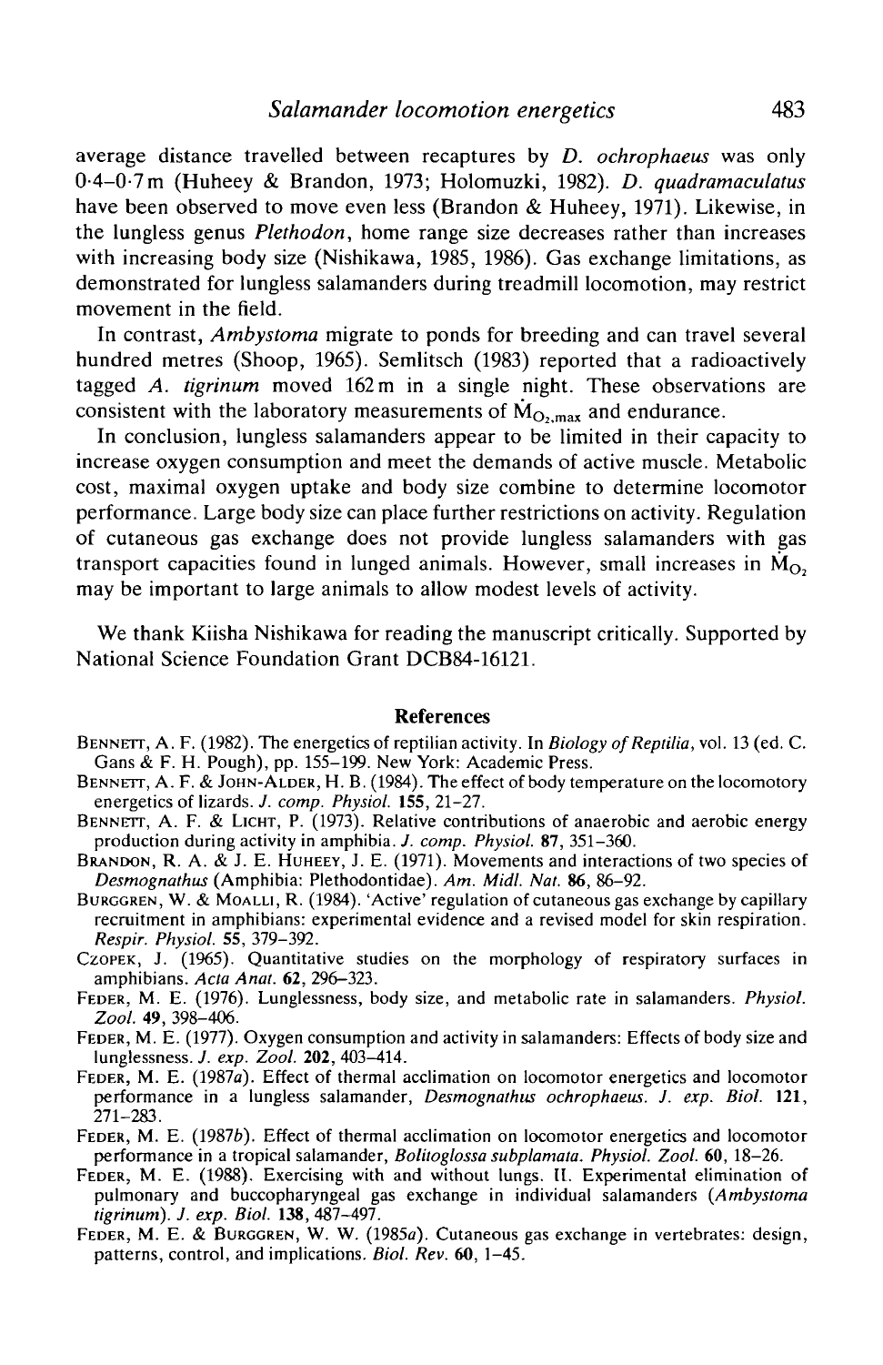average distance travelled between recaptures by *D. ochrophaeus* was only 0·4–0·7 m (Huheey & Brandon, 1973; Holomuzki, 1982). *D. quadramaculatus* have been observed to move even less (Brandon & Huheey, 1971). Likewise, in the lungless genus *Plethodon*, home range size decreases rather than increases with increasing body size (Nishikawa, 1985, 1986). Gas exchange limitations, as demonstrated for lungless salamanders during treadmill locomotion, may restrict movement in the field.

In contrast, *Ambystoma* migrate to ponds for breeding and can travel several hundred metres (Shoop, 1965). Semlitsch (1983) reported that a radioactively tagged *A. tigrinum* moved 162 m in a single night. These observations are consistent with the laboratory measurements of $\dot{M}_{O_2,max}$ and endurance.

In conclusion, lungless salamanders appear to be limited in their capacity to increase oxygen consumption and meet the demands of active muscle. Metabolic cost, maximal oxygen uptake and body size combine to determine locomotor performance. Large body size can place further restrictions on activity. Regulation of cutaneous gas exchange does not provide lungless salamanders with gas transport capacities found in lunged animals. However, small increases in $\dot{M}_{O_2}$ may be important to large animals to allow modest levels of activity.

We thank Kiisha Nishikawa for reading the manuscript critically. Supported by National Science Foundation Grant DCB84-16121.

## References

Bennett, A. F. (1982). The energetics of reptilian activity. In *Biology of Reptilia*, vol. 13 (ed. C. Gans & F. H. Pough), pp. 155–199. New York: Academic Press.

Bennett, A. F. & John-Alder, H. B. (1984). The effect of body temperature on the locomotory energetics of lizards. *J. comp. Physiol.* **155**, 21–27.

Bennett, A. F. & Licht, P. (1973). Relative contributions of anaerobic and aerobic energy production during activity in amphibia. *J. comp. Physiol.* **87**, 351–360.

Brandon, R. A. & J. E. Huheey, J. E. (1971). Movements and interactions of two species of *Desmognathus* (Amphibia: Plethodontidae). *Am. Midl. Nat.* **86**, 86–92.

Burggren, W. & Moalli, R. (1984). 'Active' regulation of cutaneous gas exchange by capillary recruitment in amphibians: experimental evidence and a revised model for skin respiration. *Respir. Physiol.* **55**, 379–392.

Czopek, J. (1965). Quantitative studies on the morphology of respiratory surfaces in amphibians. *Acta Anat.* **62**, 296–323.

Feder, M. E. (1976). Lunglessness, body size, and metabolic rate in salamanders. *Physiol. Zool.* **49**, 398–406.

Feder, M. E. (1977). Oxygen consumption and activity in salamanders: Effects of body size and lunglessness. *J. exp. Zool.* **202**, 403–414.

Feder, M. E. (1987*a*). Effect of thermal acclimation on locomotor energetics and locomotor performance in a lungless salamander, *Desmognathus ochrophaeus*. *J. exp. Biol.* **121**, 271–283.

Feder, M. E. (1987*b*). Effect of thermal acclimation on locomotor energetics and locomotor performance in a tropical salamander, *Bolitoglossa subplamata*. *Physiol. Zool.* **60**, 18–26.

Feder, M. E. (1988). Exercising with and without lungs. II. Experimental elimination of pulmonary and buccopharyngeal gas exchange in individual salamanders (*Ambystoma tigrinum*). *J. exp. Biol.* **138**, 487–497.

Feder, M. E. & Burggren, W. W. (1985*a*). Cutaneous gas exchange in vertebrates: design, patterns, control, and implications. *Biol. Rev.* **60**, 1–45.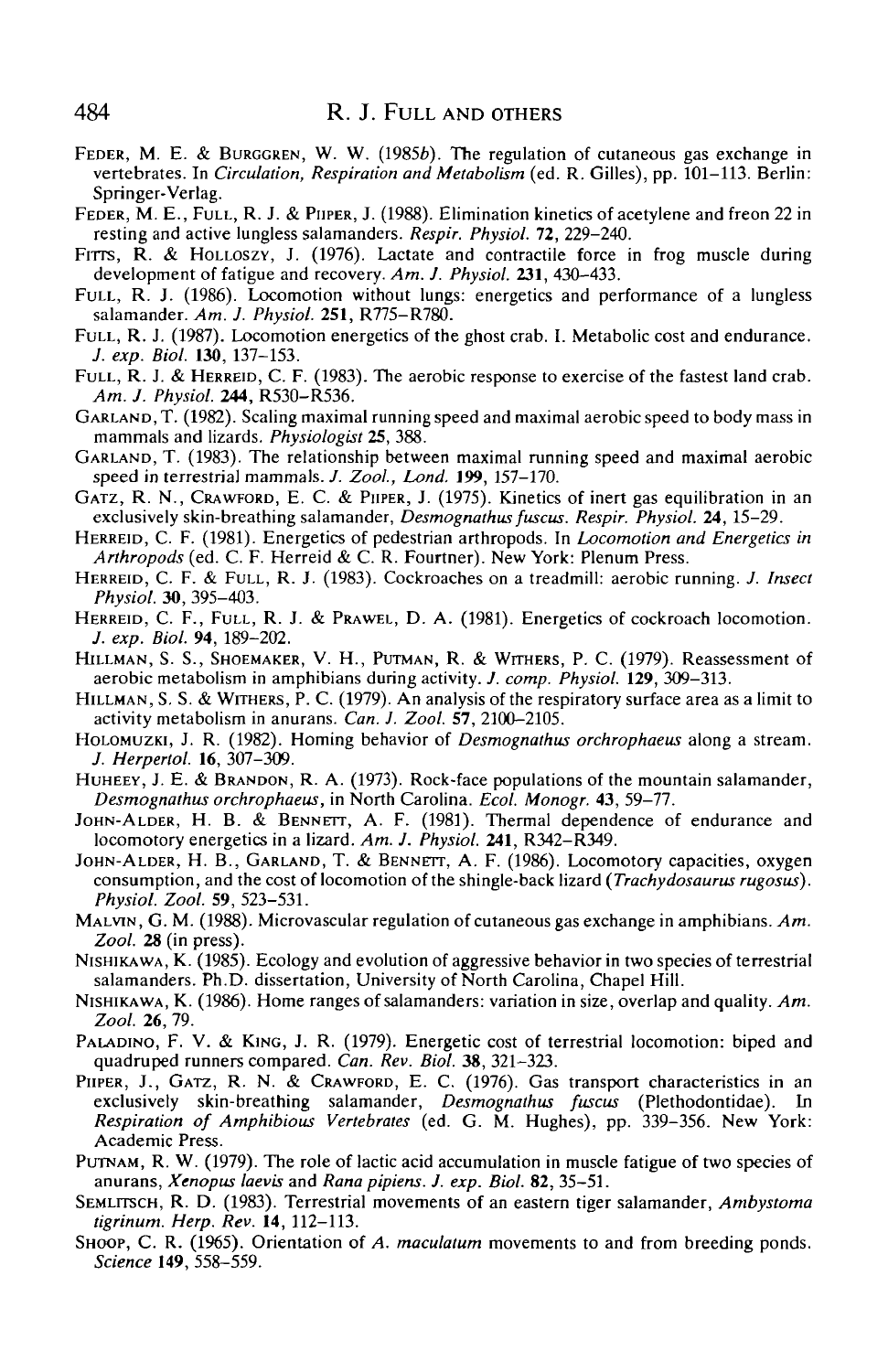Feder, M. E. & Burggren, W. W. (1985*b*). The regulation of cutaneous gas exchange in vertebrates. In *Circulation, Respiration and Metabolism* (ed. R. Gilles), pp. 101–113. Berlin: Springer-Verlag.

Feder, M. E., Full, R. J. & Piiper, J. (1988). Elimination kinetics of acetylene and freon 22 in resting and active lungless salamanders. *Respir. Physiol.* **72**, 229–240.

Fitts, R. & Holloszy, J. (1976). Lactate and contractile force in frog muscle during development of fatigue and recovery. *Am. J. Physiol.* **231**, 430–433.

Full, R. J. (1986). Locomotion without lungs: energetics and performance of a lungless salamander. *Am. J. Physiol.* **251**, R775–R780.

Full, R. J. (1987). Locomotion energetics of the ghost crab. I. Metabolic cost and endurance. *J. exp. Biol.* **130**, 137–153.

Full, R. J. & Herreid, C. F. (1983). The aerobic response to exercise of the fastest land crab. *Am. J. Physiol.* **244**, R530–R536.

Garland, T. (1982). Scaling maximal running speed and maximal aerobic speed to body mass in mammals and lizards. *Physiologist* **25**, 388.

Garland, T. (1983). The relationship between maximal running speed and maximal aerobic speed in terrestrial mammals. *J. Zool., Lond.* **199**, 157–170.

Gatz, R. N., Crawford, E. C. & Piiper, J. (1975). Kinetics of inert gas equilibration in an exclusively skin-breathing salamander, *Desmognathus fuscus*. *Respir. Physiol.* **24**, 15–29.

Herreid, C. F. (1981). Energetics of pedestrian arthropods. In *Locomotion and Energetics in Arthropods* (ed. C. F. Herreid & C. R. Fourtner). New York: Plenum Press.

Herreid, C. F. & Full, R. J. (1983). Cockroaches on a treadmill: aerobic running. *J. Insect Physiol.* **30**, 395–403.

Herreid, C. F., Full, R. J. & Prawel, D. A. (1981). Energetics of cockroach locomotion. *J. exp. Biol.* **94**, 189–202.

Hillman, S. S., Shoemaker, V. H., Putman, R. & Withers, P. C. (1979). Reassessment of aerobic metabolism in amphibians during activity. *J. comp. Physiol.* **129**, 309–313.

Hillman, S. S. & Withers, P. C. (1979). An analysis of the respiratory surface area as a limit to activity metabolism in anurans. *Can. J. Zool.* **57**, 2100–2105.

Holomuzki, J. R. (1982). Homing behavior of *Desmognathus orchrophaeus* along a stream. *J. Herpetol.* **16**, 307–309.

Huheey, J. E. & Brandon, R. A. (1973). Rock-face populations of the mountain salamander, *Desmognathus orchrophaeus*, in North Carolina. *Ecol. Monogr.* **43**, 59–77.

John-Alder, H. B. & Bennett, A. F. (1981). Thermal dependence of endurance and locomotory energetics in a lizard. *Am. J. Physiol.* **241**, R342–R349.

John-Alder, H. B., Garland, T. & Bennett, A. F. (1986). Locomotory capacities, oxygen consumption, and the cost of locomotion of the shingle-back lizard (*Trachydosaurus rugosus*). *Physiol. Zool.* **59**, 523–531.

Malvin, G. M. (1988). Microvascular regulation of cutaneous gas exchange in amphibians. *Am. Zool.* **28** (in press).

Nishikawa, K. (1985). Ecology and evolution of aggressive behavior in two species of terrestrial salamanders. Ph.D. dissertation, University of North Carolina, Chapel Hill.

Nishikawa, K. (1986). Home ranges of salamanders: variation in size, overlap and quality. *Am. Zool.* **26**, 79.

Paladino, F. V. & King, J. R. (1979). Energetic cost of terrestrial locomotion: biped and quadruped runners compared. *Can. Rev. Biol.* **38**, 321–323.

Piiper, J., Gatz, R. N. & Crawford, E. C. (1976). Gas transport characteristics in an exclusively skin-breathing salamander, *Desmognathus fuscus* (Plethodontidae). In *Respiration of Amphibious Vertebrates* (ed. G. M. Hughes), pp. 339–356. New York: Academic Press.

Putnam, R. W. (1979). The role of lactic acid accumulation in muscle fatigue of two species of anurans, *Xenopus laevis* and *Rana pipiens*. *J. exp. Biol.* **82**, 35–51.

Semlitsch, R. D. (1983). Terrestrial movements of an eastern tiger salamander, *Ambystoma tigrinum*. *Herp. Rev.* **14**, 112–113.

Shoop, C. R. (1965). Orientation of *A. maculatum* movements to and from breeding ponds. *Science* **149**, 558–559.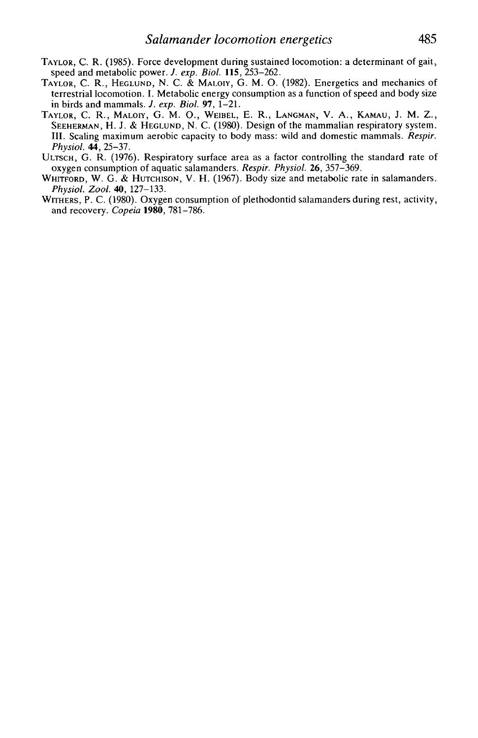TAYLOR, C. R. (1985). Force development during sustained locomotion: a determinant of gait, speed and metabolic power. *J. exp. Biol.* **115**, 253–262.

TAYLOR, C. R., HEGLUND, N. C. & MALOIY, G. M. O. (1982). Energetics and mechanics of terrestrial locomotion. I. Metabolic energy consumption as a function of speed and body size in birds and mammals. *J. exp. Biol.* **97**, 1–21.

TAYLOR, C. R., MALOIY, G. M. O., WEIBEL, E. R., LANGMAN, V. A., KAMAU, J. M. Z., SEEHERMAN, H. J. & HEGLUND, N. C. (1980). Design of the mammalian respiratory system. III. Scaling maximum aerobic capacity to body mass: wild and domestic mammals. *Respir. Physiol.* **44**, 25–37.

ULTSCH, G. R. (1976). Respiratory surface area as a factor controlling the standard rate of oxygen consumption of aquatic salamanders. *Respir. Physiol.* **26**, 357–369.

WHITFORD, W. G. & HUTCHISON, V. H. (1967). Body size and metabolic rate in salamanders. *Physiol. Zool.* **40**, 127–133.

WITHERS, P. C. (1980). Oxygen consumption of plethodontid salamanders during rest, activity, and recovery. *Copeia* **1980**, 781–786.